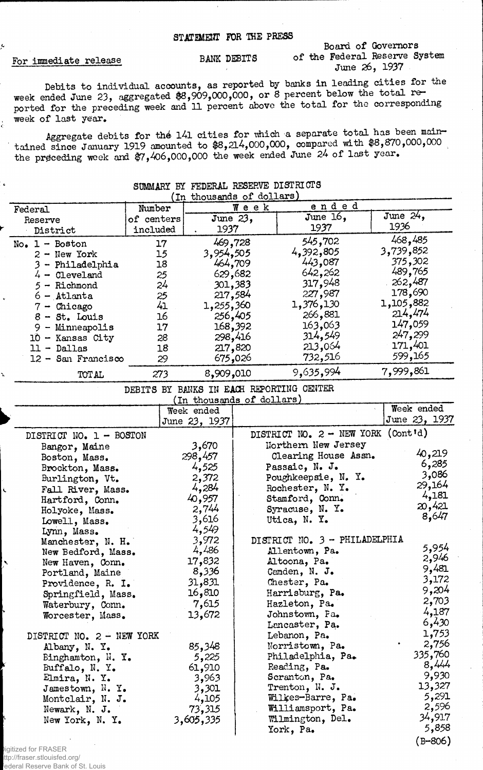STATEMENT FOR THE PRESS

For immediate release

BANK DEBITS

Board of Governors
of the Federal Reserve System
June 26, 1937

Debits to individual accounts, as reported by banks in leading cities for the week ended June 23, aggregated $8,909,000,000, or 8 percent below the total reported for the preceding week and 11 percent above the total for the corresponding week of last year.

Aggregate debits for the 141 cities for which a separate total has been maintained since January 1919 amounted to $8,214,000,000, compared with $8,870,000,000 the preceding week and $7,406,000,000 the week ended June 24 of last year.

SUMMARY BY FEDERAL RESERVE DISTRICTS
(In thousands of dollars)

| Federal Reserve District | Number of centers included | Week ended June 23, 1937 | Week ended June 16, 1937 | Week ended June 24, 1936 |
|---|---|---|---|---|
| No. 1 - Boston | 17 | 469,728 | 545,702 | 468,485 |
| 2 - New York | 15 | 3,954,505 | 4,392,805 | 3,739,852 |
| 3 - Philadelphia | 18 | 464,709 | 443,087 | 375,302 |
| 4 - Cleveland | 25 | 629,682 | 642,262 | 489,765 |
| 5 - Richmond | 24 | 301,383 | 317,948 | 262,487 |
| 6 - Atlanta | 25 | 217,584 | 227,987 | 178,690 |
| 7 - Chicago | 41 | 1,255,360 | 1,376,130 | 1,105,882 |
| 8 - St. Louis | 16 | 256,405 | 266,881 | 214,474 |
| 9 - Minneapolis | 17 | 168,392 | 163,063 | 147,059 |
| 10 - Kansas City | 28 | 298,416 | 314,549 | 247,299 |
| 11 - Dallas | 18 | 217,820 | 213,064 | 171,401 |
| 12 - San Francisco | 29 | 675,026 | 732,516 | 599,165 |
| TOTAL | 273 | 8,909,010 | 9,635,994 | 7,999,861 |

DEBITS BY BANKS IN EACH REPORTING CENTER
(In thousands of dollars)

| | Week ended June 23, 1937 |
|---|---|
| **DISTRICT NO. 1 - BOSTON** | |
| Bangor, Maine | 3,670 |
| Boston, Mass. | 298,457 |
| Brockton, Mass. | 4,525 |
| Burlington, Vt. | 2,372 |
| Fall River, Mass. | 4,284 |
| Hartford, Conn. | 40,957 |
| Holyoke, Mass. | 2,744 |
| Lowell, Mass. | 3,616 |
| Lynn, Mass. | 4,549 |
| Manchester, N. H. | 3,972 |
| New Bedford, Mass. | 4,486 |
| New Haven, Conn. | 17,832 |
| Portland, Maine | 8,336 |
| Providence, R. I. | 31,831 |
| Springfield, Mass. | 16,810 |
| Waterbury, Conn. | 7,615 |
| Worcester, Mass. | 13,672 |
| **DISTRICT NO. 2 - NEW YORK** | |
| Albany, N. Y. | 85,348 |
| Binghamton, N. Y. | 5,225 |
| Buffalo, N. Y. | 61,910 |
| Elmira, N. Y. | 3,963 |
| Jamestown, N. Y. | 3,301 |
| Montclair, N. J. | 4,105 |
| Newark, N. J. | 73,315 |
| New York, N. Y. | 3,605,335 |
| **DISTRICT NO. 2 - NEW YORK (Cont'd)** | |
| Northern New Jersey Clearing House Assn. | 40,219 |
| Passaic, N. J. | 6,285 |
| Poughkeepsie, N. Y. | 3,086 |
| Rochester, N. Y. | 29,164 |
| Stamford, Conn. | 4,181 |
| Syracuse, N. Y. | 20,421 |
| Utica, N. Y. | 8,647 |
| **DISTRICT NO. 3 - PHILADELPHIA** | |
| Allentown, Pa. | 5,954 |
| Altoona, Pa. | 2,946 |
| Camden, N. J. | 9,481 |
| Chester, Pa. | 3,172 |
| Harrisburg, Pa. | 9,204 |
| Hazleton, Pa. | 2,703 |
| Johnstown, Pa. | 4,187 |
| Lancaster, Pa. | 6,430 |
| Lebanon, Pa. | 1,753 |
| Norristown, Pa. | 2,756 |
| Philadelphia, Pa. | 335,760 |
| Reading, Pa. | 8,444 |
| Scranton, Pa. | 9,930 |
| Trenton, N. J. | 13,327 |
| Wilkes-Barre, Pa. | 5,291 |
| Williamsport, Pa. | 2,596 |
| Wilmington, Del. | 34,917 |
| York, Pa. | 5,858 |

(B-806)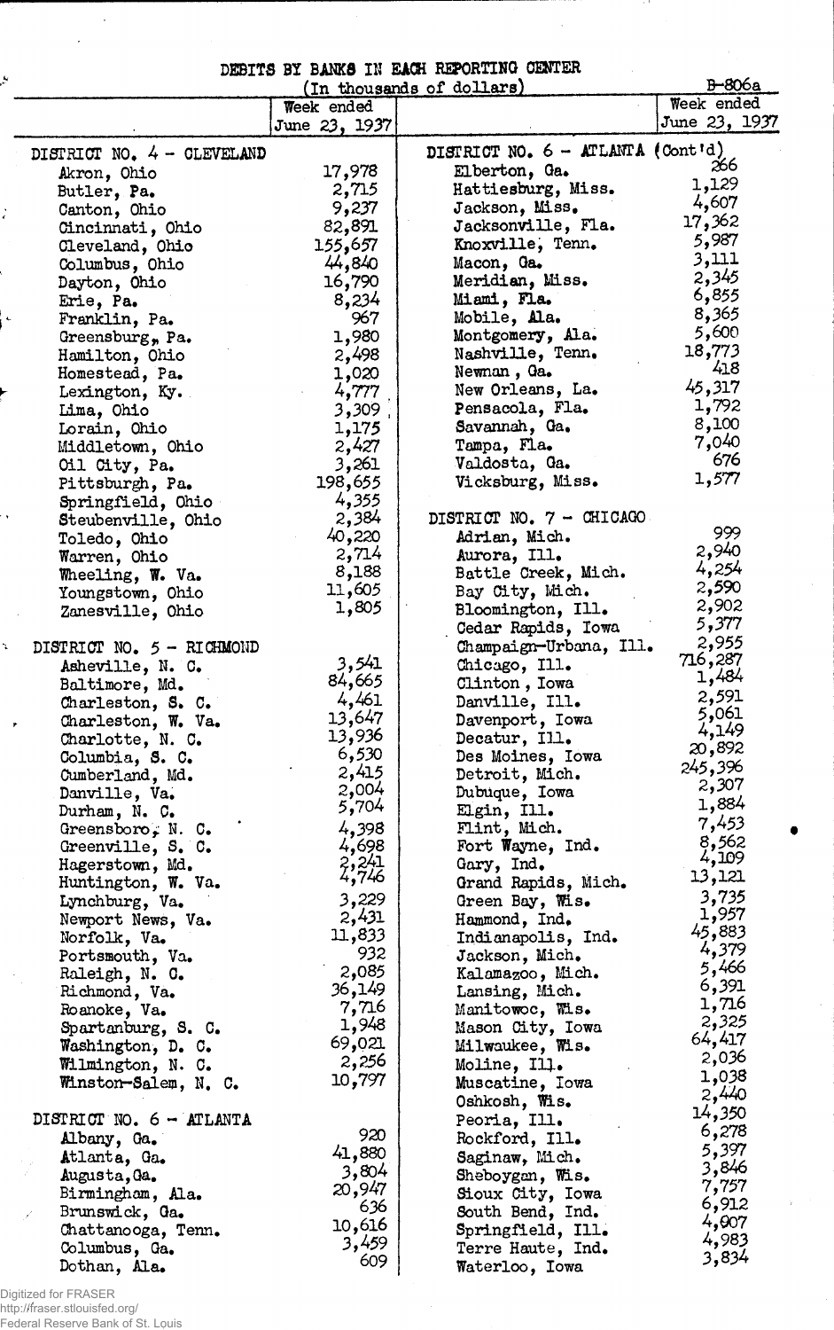# DEBITS BY BANKS IN EACH REPORTING CENTER

(In thousands of dollars)

B-806a

| | Week ended June 23, 1937 | | Week ended June 23, 1937 |
|---|---|---|---|
| DISTRICT NO. 4 - CLEVELAND | | DISTRICT NO. 6 - ATLANTA (Cont'd) | |
| Akron, Ohio | 17,978 | Elberton, Ga. | 266 |
| Butler, Pa. | 2,715 | Hattiesburg, Miss. | 1,129 |
| Canton, Ohio | 9,237 | Jackson, Miss. | 4,607 |
| Cincinnati, Ohio | 82,891 | Jacksonville, Fla. | 17,362 |
| Cleveland, Ohio | 155,657 | Knoxville, Tenn. | 5,987 |
| Columbus, Ohio | 44,840 | Macon, Ga. | 3,111 |
| Dayton, Ohio | 16,790 | Meridian, Miss. | 2,345 |
| Erie, Pa. | 8,234 | Miami, Fla. | 6,855 |
| Franklin, Pa. | 967 | Mobile, Ala. | 8,365 |
| Greensburg, Pa. | 1,980 | Montgomery, Ala. | 5,600 |
| Hamilton, Ohio | 2,498 | Nashville, Tenn. | 18,773 |
| Homestead, Pa. | 1,020 | Newnan, Ga. | 418 |
| Lexington, Ky. | 4,777 | New Orleans, La. | 45,317 |
| Lima, Ohio | 3,309 | Pensacola, Fla. | 1,792 |
| Lorain, Ohio | 1,175 | Savannah, Ga. | 8,100 |
| Middletown, Ohio | 2,427 | Tampa, Fla. | 7,040 |
| Oil City, Pa. | 3,261 | Valdosta, Ga. | 676 |
| Pittsburgh, Pa. | 198,655 | Vicksburg, Miss. | 1,577 |
| Springfield, Ohio | 4,355 | | |
| Steubenville, Ohio | 2,384 | DISTRICT NO. 7 - CHICAGO | |
| Toledo, Ohio | 40,220 | Adrian, Mich. | 999 |
| Warren, Ohio | 2,714 | Aurora, Ill. | 2,940 |
| Wheeling, W. Va. | 8,188 | Battle Creek, Mich. | 4,254 |
| Youngstown, Ohio | 11,605 | Bay City, Mich. | 2,590 |
| Zanesville, Ohio | 1,805 | Bloomington, Ill. | 2,902 |
| | | Cedar Rapids, Iowa | 5,377 |
| DISTRICT NO. 5 - RICHMOND | | Champaign-Urbana, Ill. | 2,955 |
| Asheville, N. C. | 3,541 | Chicago, Ill. | 716,287 |
| Baltimore, Md. | 84,665 | Clinton, Iowa | 1,484 |
| Charleston, S. C. | 4,461 | Danville, Ill. | 2,591 |
| Charleston, W. Va. | 13,647 | Davenport, Iowa | 5,061 |
| Charlotte, N. C. | 13,936 | Decatur, Ill. | 4,149 |
| Columbia, S. C. | 6,530 | Des Moines, Iowa | 20,892 |
| Cumberland, Md. | 2,415 | Detroit, Mich. | 245,396 |
| Danville, Va. | 2,004 | Dubuque, Iowa | 2,307 |
| Durham, N. C. | 5,704 | Elgin, Ill. | 1,884 |
| Greensboro, N. C. | 4,398 | Flint, Mich. | 7,453 |
| Greenville, S. C. | 4,698 | Fort Wayne, Ind. | 8,562 |
| Hagerstown, Md. | 2,241 | Gary, Ind. | 4,109 |
| Huntington, W. Va. | 4,746 | Grand Rapids, Mich. | 13,121 |
| Lynchburg, Va. | 3,229 | Green Bay, Wis. | 3,735 |
| Newport News, Va. | 2,431 | Hammond, Ind. | 1,957 |
| Norfolk, Va. | 11,833 | Indianapolis, Ind. | 45,883 |
| Portsmouth, Va. | 932 | Jackson, Mich. | 4,379 |
| Raleigh, N. C. | 2,085 | Kalamazoo, Mich. | 5,466 |
| Richmond, Va. | 36,149 | Lansing, Mich. | 6,391 |
| Roanoke, Va. | 7,716 | Manitowoc, Wis. | 1,716 |
| Spartanburg, S. C. | 1,948 | Mason City, Iowa | 2,325 |
| Washington, D. C. | 69,021 | Milwaukee, Wis. | 64,417 |
| Wilmington, N. C. | 2,256 | Moline, Ill. | 2,036 |
| Winston-Salem, N. C. | 10,797 | Muscatine, Iowa | 1,038 |
| | | Oshkosh, Wis. | 2,440 |
| DISTRICT NO. 6 - ATLANTA | | Peoria, Ill. | 14,350 |
| Albany, Ga. | 920 | Rockford, Ill. | 6,278 |
| Atlanta, Ga. | 41,880 | Saginaw, Mich. | 5,397 |
| Augusta, Ga. | 3,804 | Sheboygan, Wis. | 3,846 |
| Birmingham, Ala. | 20,947 | Sioux City, Iowa | 7,757 |
| Brunswick, Ga. | 636 | South Bend, Ind. | 6,912 |
| Chattanooga, Tenn. | 10,616 | Springfield, Ill. | 4,907 |
| Columbus, Ga. | 3,459 | Terre Haute, Ind. | 4,983 |
| Dothan, Ala. | 609 | Waterloo, Iowa | 3,834 |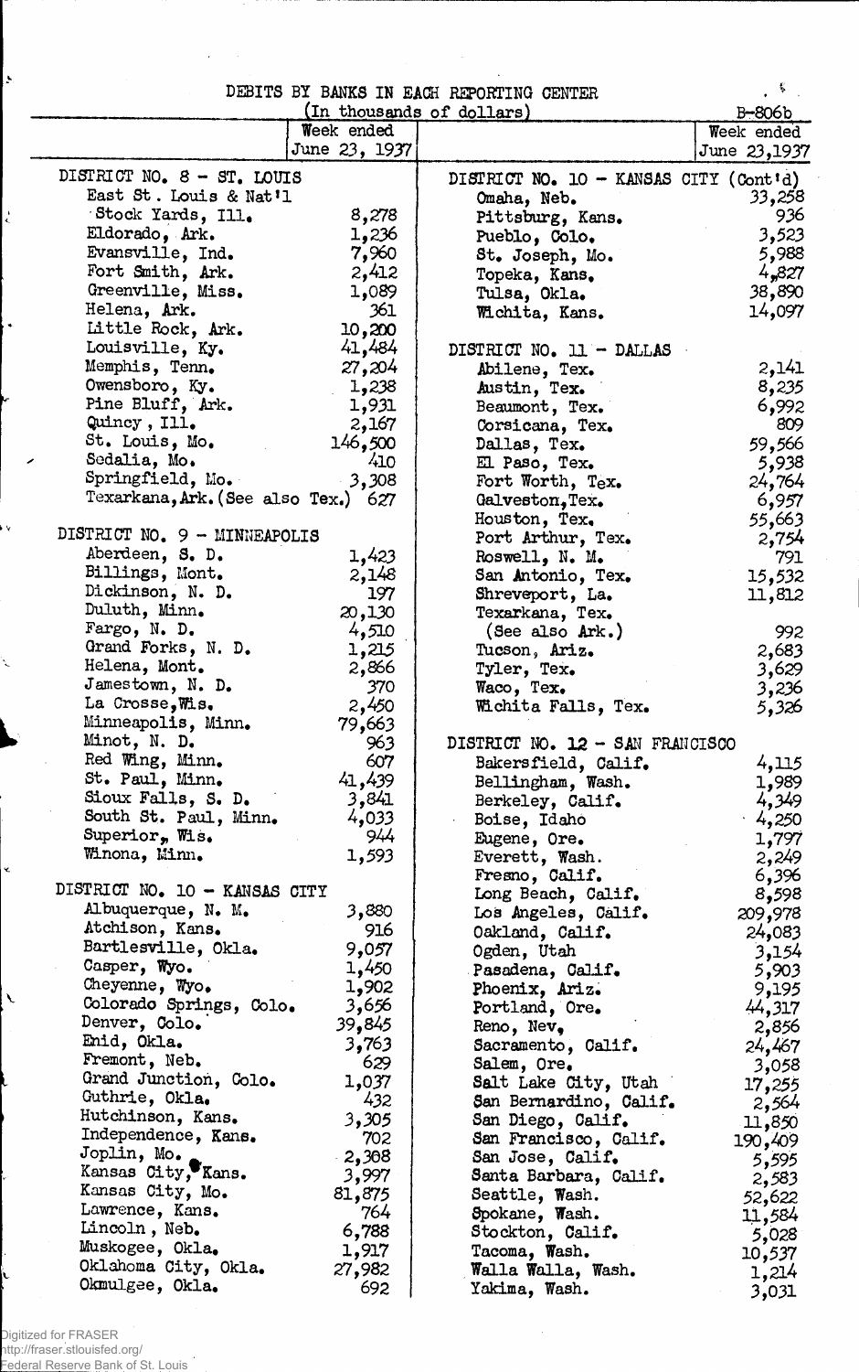DEBITS BY BANKS IN EACH REPORTING CENTER

(In thousands of dollars)

B-806b

| | Week ended June 23, 1937 |
|---|---|
| **DISTRICT NO. 8 - ST. LOUIS** | |
| East St. Louis & Nat'l Stock Yards, Ill. | 8,278 |
| Eldorado, Ark. | 1,236 |
| Evansville, Ind. | 7,960 |
| Fort Smith, Ark. | 2,412 |
| Greenville, Miss. | 1,089 |
| Helena, Ark. | 361 |
| Little Rock, Ark. | 10,200 |
| Louisville, Ky. | 41,484 |
| Memphis, Tenn. | 27,204 |
| Owensboro, Ky. | 1,238 |
| Pine Bluff, Ark. | 1,931 |
| Quincy, Ill. | 2,167 |
| St. Louis, Mo. | 146,500 |
| Sedalia, Mo. | 410 |
| Springfield, Mo. | 3,308 |
| Texarkana, Ark. (See also Tex.) | 627 |
| **DISTRICT NO. 9 - MINNEAPOLIS** | |
| Aberdeen, S. D. | 1,423 |
| Billings, Mont. | 2,148 |
| Dickinson, N. D. | 197 |
| Duluth, Minn. | 20,130 |
| Fargo, N. D. | 4,510 |
| Grand Forks, N. D. | 1,215 |
| Helena, Mont. | 2,866 |
| Jamestown, N. D. | 370 |
| La Crosse, Wis. | 2,450 |
| Minneapolis, Minn. | 79,663 |
| Minot, N. D. | 963 |
| Red Wing, Minn. | 607 |
| St. Paul, Minn. | 41,439 |
| Sioux Falls, S. D. | 3,841 |
| South St. Paul, Minn. | 4,033 |
| Superior, Wis. | 944 |
| Winona, Minn. | 1,593 |
| **DISTRICT NO. 10 - KANSAS CITY** | |
| Albuquerque, N. M. | 3,880 |
| Atchison, Kans. | 916 |
| Bartlesville, Okla. | 9,057 |
| Casper, Wyo. | 1,450 |
| Cheyenne, Wyo. | 1,902 |
| Colorado Springs, Colo. | 3,656 |
| Denver, Colo. | 39,845 |
| Enid, Okla. | 3,763 |
| Fremont, Neb. | 629 |
| Grand Junction, Colo. | 1,037 |
| Guthrie, Okla. | 432 |
| Hutchinson, Kans. | 3,305 |
| Independence, Kans. | 702 |
| Joplin, Mo. | 2,308 |
| Kansas City, Kans. | 3,997 |
| Kansas City, Mo. | 81,875 |
| Lawrence, Kans. | 764 |
| Lincoln, Neb. | 6,788 |
| Muskogee, Okla. | 1,917 |
| Oklahoma City, Okla. | 27,982 |
| Okmulgee, Okla. | 692 |

| | Week ended June 23, 1937 |
|---|---|
| **DISTRICT NO. 10 - KANSAS CITY (Cont'd)** | |
| Omaha, Neb. | 33,258 |
| Pittsburg, Kans. | 936 |
| Pueblo, Colo. | 3,523 |
| St. Joseph, Mo. | 5,988 |
| Topeka, Kans. | 4,827 |
| Tulsa, Okla. | 38,890 |
| Wichita, Kans. | 14,097 |
| **DISTRICT NO. 11 - DALLAS** | |
| Abilene, Tex. | 2,141 |
| Austin, Tex. | 8,235 |
| Beaumont, Tex. | 6,992 |
| Corsicana, Tex. | 809 |
| Dallas, Tex. | 59,566 |
| El Paso, Tex. | 5,938 |
| Fort Worth, Tex. | 24,764 |
| Galveston, Tex. | 6,957 |
| Houston, Tex. | 55,663 |
| Port Arthur, Tex. | 2,754 |
| Roswell, N. M. | 791 |
| San Antonio, Tex. | 15,532 |
| Shreveport, La. | 11,812 |
| Texarkana, Tex. (See also Ark.) | 992 |
| Tucson, Ariz. | 2,683 |
| Tyler, Tex. | 3,629 |
| Waco, Tex. | 3,236 |
| Wichita Falls, Tex. | 5,326 |
| **DISTRICT NO. 12 - SAN FRANCISCO** | |
| Bakersfield, Calif. | 4,115 |
| Bellingham, Wash. | 1,989 |
| Berkeley, Calif. | 4,349 |
| Boise, Idaho | 4,250 |
| Eugene, Ore. | 1,797 |
| Everett, Wash. | 2,249 |
| Fresno, Calif. | 6,396 |
| Long Beach, Calif. | 8,598 |
| Los Angeles, Calif. | 209,978 |
| Oakland, Calif. | 24,083 |
| Ogden, Utah | 3,154 |
| Pasadena, Calif. | 5,903 |
| Phoenix, Ariz. | 9,195 |
| Portland, Ore. | 44,317 |
| Reno, Nev. | 2,856 |
| Sacramento, Calif. | 24,467 |
| Salem, Ore. | 3,058 |
| Salt Lake City, Utah | 17,255 |
| San Bernardino, Calif. | 2,564 |
| San Diego, Calif. | 11,850 |
| San Francisco, Calif. | 190,409 |
| San Jose, Calif. | 5,595 |
| Santa Barbara, Calif. | 2,583 |
| Seattle, Wash. | 52,622 |
| Spokane, Wash. | 11,584 |
| Stockton, Calif. | 5,028 |
| Tacoma, Wash. | 10,537 |
| Walla Walla, Wash. | 1,214 |
| Yakima, Wash. | 3,031 |